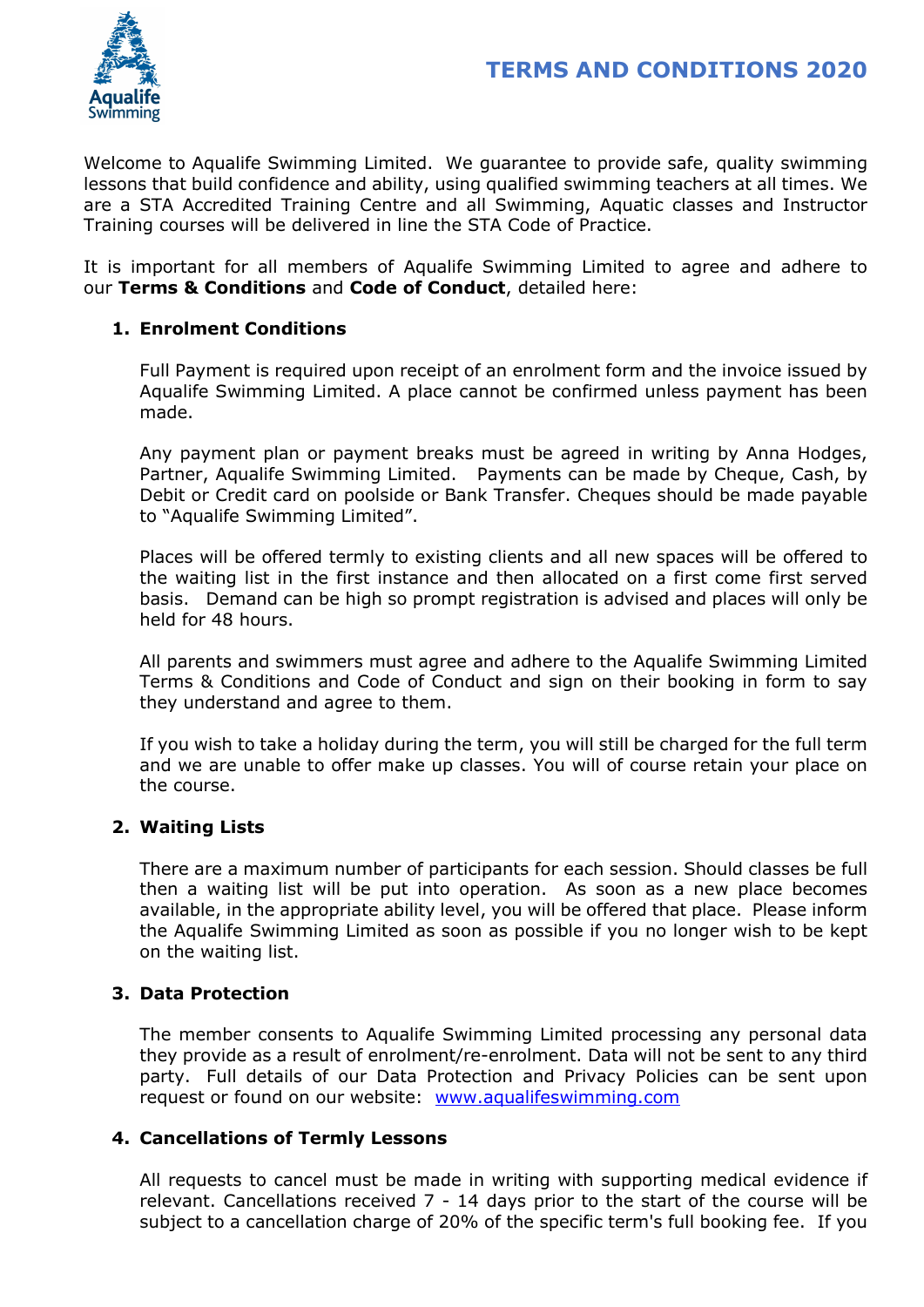# TERMS AND CONDITIONS 2020

Welcome to Aqualife Swimming Limited. We guarantee to provide safe, quality swimming lessons that build confidence and ability, using qualified swimming teachers at all times. We are a STA Accredited Training Centre and all Swimming, Aquatic classes and Instructor Training courses will be delivered in line the STA Code of Practice.

It is important for all members of Aqualife Swimming Limited to agree and adhere to our **Terms & Conditions** and **Code of Conduct**, detailed here:

## 1. Enrolment Conditions

Full Payment is required upon receipt of an enrolment form and the invoice issued by Aqualife Swimming Limited. A place cannot be confirmed unless payment has been made.

Any payment plan or payment breaks must be agreed in writing by Anna Hodges, Partner, Aqualife Swimming Limited. Payments can be made by Cheque, Cash, by Debit or Credit card on poolside or Bank Transfer. Cheques should be made payable to "Aqualife Swimming Limited".

Places will be offered termly to existing clients and all new spaces will be offered to the waiting list in the first instance and then allocated on a first come first served basis. Demand can be high so prompt registration is advised and places will only be held for 48 hours.

All parents and swimmers must agree and adhere to the Aqualife Swimming Limited Terms & Conditions and Code of Conduct and sign on their booking in form to say they understand and agree to them.

If you wish to take a holiday during the term, you will still be charged for the full term and we are unable to offer make up classes. You will of course retain your place on the course.

## 2. Waiting Lists

There are a maximum number of participants for each session. Should classes be full then a waiting list will be put into operation. As soon as a new place becomes available, in the appropriate ability level, you will be offered that place. Please inform the Aqualife Swimming Limited as soon as possible if you no longer wish to be kept on the waiting list.

## 3. Data Protection

The member consents to Aqualife Swimming Limited processing any personal data they provide as a result of enrolment/re-enrolment. Data will not be sent to any third party. Full details of our Data Protection and Privacy Policies can be sent upon request or found on our website: [www.aqualifeswimming.com](http://www.aqualifeswimming.com)

## 4. Cancellations of Termly Lessons

All requests to cancel must be made in writing with supporting medical evidence if relevant. Cancellations received 7 - 14 days prior to the start of the course will be subject to a cancellation charge of 20% of the specific term's full booking fee. If you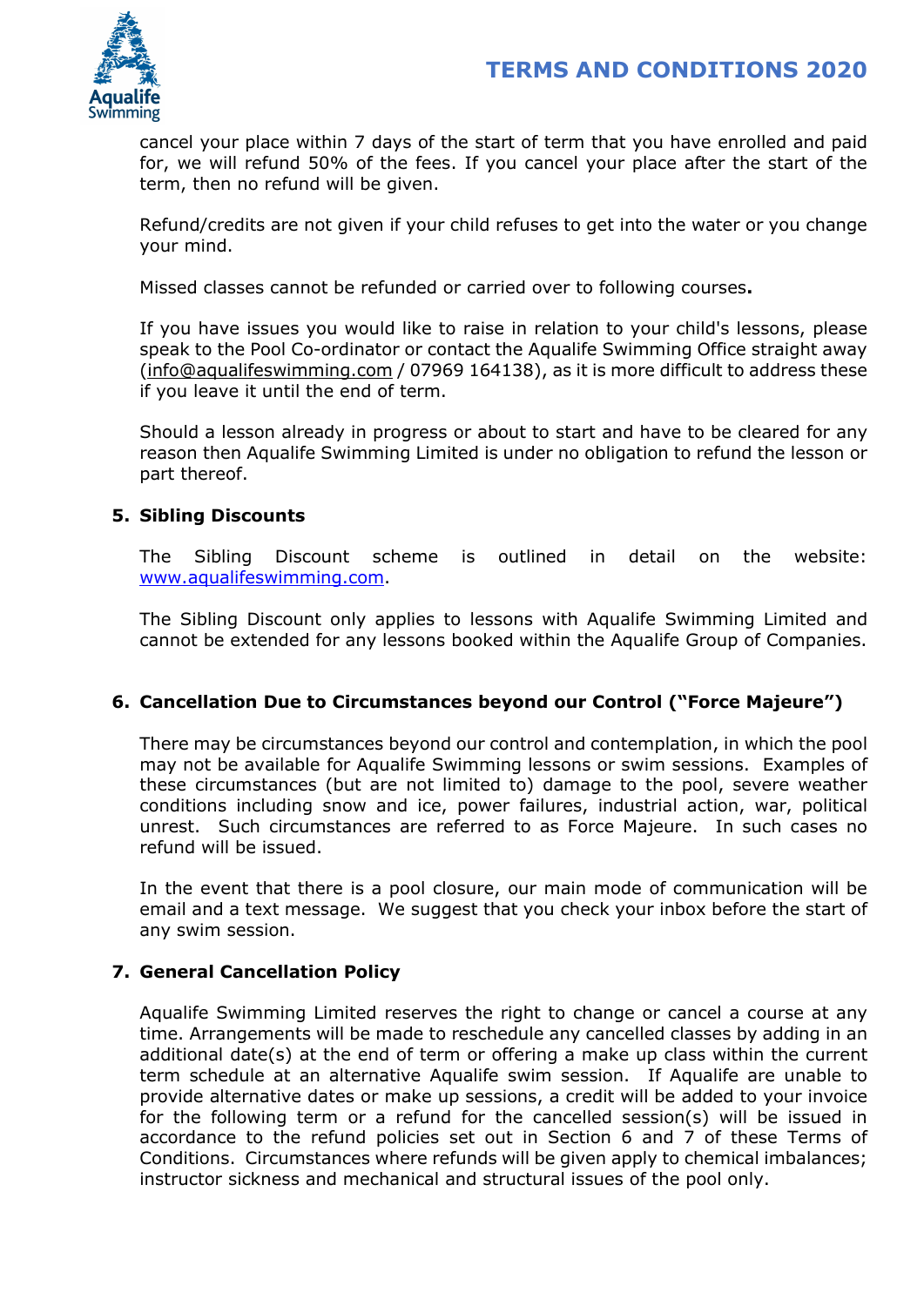cancel your place within 7 days of the start of term that you have enrolled and paid for, we will refund 50% of the fees. If you cancel your place after the start of the term, then no refund will be given.

Refund/credits are not given if your child refuses to get into the water or you change your mind.

Missed classes cannot be refunded or carried over to following courses**.**

If you have issues you would like to raise in relation to your child's lessons, please speak to the Pool Co-ordinator or contact the Aqualife Swimming Office straight away (info@aqualifeswimming.com / 07969 164138), as it is more difficult to address these if you leave it until the end of term.

Should a lesson already in progress or about to start and have to be cleared for any reason then Aqualife Swimming Limited is under no obligation to refund the lesson or part thereof.

## 5. Sibling Discounts

The Sibling Discount scheme is outlined in detail on the website: www.aqualifeswimming.com.

The Sibling Discount only applies to lessons with Aqualife Swimming Limited and cannot be extended for any lessons booked within the Aqualife Group of Companies.

## 6. Cancellation Due to Circumstances beyond our Control ("Force Majeure")

There may be circumstances beyond our control and contemplation, in which the pool may not be available for Aqualife Swimming lessons or swim sessions. Examples of these circumstances (but are not limited to) damage to the pool, severe weather conditions including snow and ice, power failures, industrial action, war, political unrest. Such circumstances are referred to as Force Majeure. In such cases no refund will be issued.

In the event that there is a pool closure, our main mode of communication will be email and a text message. We suggest that you check your inbox before the start of any swim session.

## 7. General Cancellation Policy

Aqualife Swimming Limited reserves the right to change or cancel a course at any time. Arrangements will be made to reschedule any cancelled classes by adding in an additional date(s) at the end of term or offering a make up class within the current term schedule at an alternative Aqualife swim session. If Aqualife are unable to provide alternative dates or make up sessions, a credit will be added to your invoice for the following term or a refund for the cancelled session(s) will be issued in accordance to the refund policies set out in Section 6 and 7 of these Terms of Conditions. Circumstances where refunds will be given apply to chemical imbalances; instructor sickness and mechanical and structural issues of the pool only.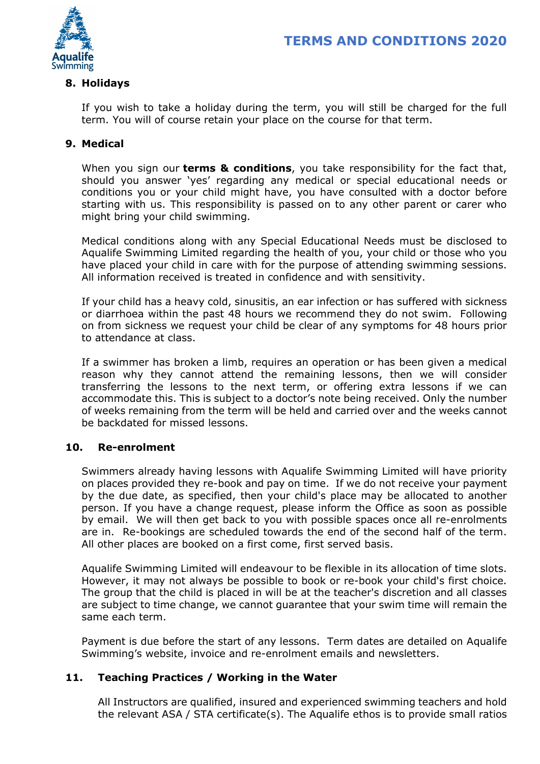## 8. Holidays

If you wish to take a holiday during the term, you will still be charged for the full term. You will of course retain your place on the course for that term.

## 9. Medical

When you sign our **terms & conditions**, you take responsibility for the fact that, should you answer 'yes' regarding any medical or special educational needs or conditions you or your child might have, you have consulted with a doctor before starting with us. This responsibility is passed on to any other parent or carer who might bring your child swimming.

Medical conditions along with any Special Educational Needs must be disclosed to Aqualife Swimming Limited regarding the health of you, your child or those who you have placed your child in care with for the purpose of attending swimming sessions. All information received is treated in confidence and with sensitivity.

If your child has a heavy cold, sinusitis, an ear infection or has suffered with sickness or diarrhoea within the past 48 hours we recommend they do not swim. Following on from sickness we request your child be clear of any symptoms for 48 hours prior to attendance at class.

If a swimmer has broken a limb, requires an operation or has been given a medical reason why they cannot attend the remaining lessons, then we will consider transferring the lessons to the next term, or offering extra lessons if we can accommodate this. This is subject to a doctor's note being received. Only the number of weeks remaining from the term will be held and carried over and the weeks cannot be backdated for missed lessons.

## 10. Re-enrolment

Swimmers already having lessons with Aqualife Swimming Limited will have priority on places provided they re-book and pay on time. If we do not receive your payment by the due date, as specified, then your child's place may be allocated to another person. If you have a change request, please inform the Office as soon as possible by email. We will then get back to you with possible spaces once all re-enrolments are in. Re-bookings are scheduled towards the end of the second half of the term. All other places are booked on a first come, first served basis.

Aqualife Swimming Limited will endeavour to be flexible in its allocation of time slots. However, it may not always be possible to book or re-book your child's first choice. The group that the child is placed in will be at the teacher's discretion and all classes are subject to time change, we cannot guarantee that your swim time will remain the same each term.

Payment is due before the start of any lessons. Term dates are detailed on Aqualife Swimming's website, invoice and re-enrolment emails and newsletters.

## 11. Teaching Practices / Working in the Water

All Instructors are qualified, insured and experienced swimming teachers and hold the relevant ASA / STA certificate(s). The Aqualife ethos is to provide small ratios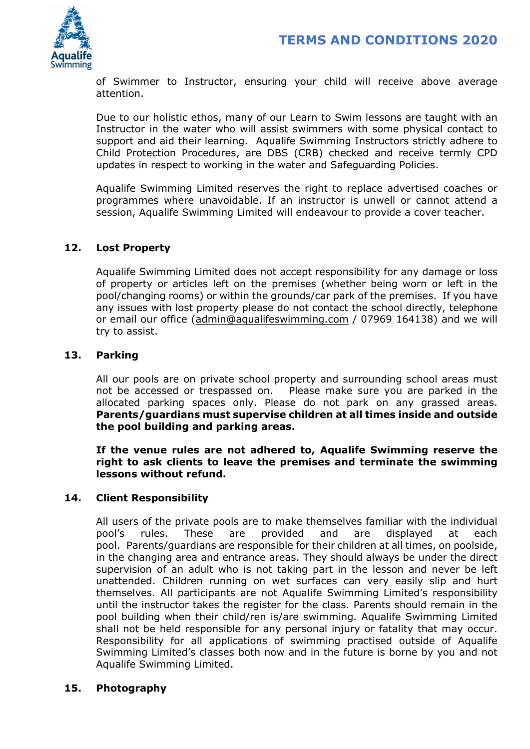of Swimmer to Instructor, ensuring your child will receive above average attention.

Due to our holistic ethos, many of our Learn to Swim lessons are taught with an Instructor in the water who will assist swimmers with some physical contact to support and aid their learning. Aqualife Swimming Instructors strictly adhere to Child Protection Procedures, are DBS (CRB) checked and receive termly CPD updates in respect to working in the water and Safeguarding Policies.

Aqualife Swimming Limited reserves the right to replace advertised coaches or programmes where unavoidable. If an instructor is unwell or cannot attend a session, Aqualife Swimming Limited will endeavour to provide a cover teacher.

## 12. Lost Property

Aqualife Swimming Limited does not accept responsibility for any damage or loss of property or articles left on the premises (whether being worn or left in the pool/changing rooms) or within the grounds/car park of the premises. If you have any issues with lost property please do not contact the school directly, telephone or email our office (admin@aqualifeswimming.com / 07969 164138) and we will try to assist.

## 13. Parking

All our pools are on private school property and surrounding school areas must not be accessed or trespassed on. Please make sure you are parked in the allocated parking spaces only. Please do not park on any grassed areas. **Parents/guardians must supervise children at all times inside and outside the pool building and parking areas.**

**If the venue rules are not adhered to, Aqualife Swimming reserve the right to ask clients to leave the premises and terminate the swimming lessons without refund.**

## 14. Client Responsibility

All users of the private pools are to make themselves familiar with the individual pool's rules. These are provided and are displayed at each pool. Parents/guardians are responsible for their children at all times, on poolside, in the changing area and entrance areas. They should always be under the direct supervision of an adult who is not taking part in the lesson and never be left unattended. Children running on wet surfaces can very easily slip and hurt themselves. All participants are not Aqualife Swimming Limited's responsibility until the instructor takes the register for the class. Parents should remain in the pool building when their child/ren is/are swimming. Aqualife Swimming Limited shall not be held responsible for any personal injury or fatality that may occur. Responsibility for all applications of swimming practised outside of Aqualife Swimming Limited's classes both now and in the future is borne by you and not Aqualife Swimming Limited.

## 15. Photography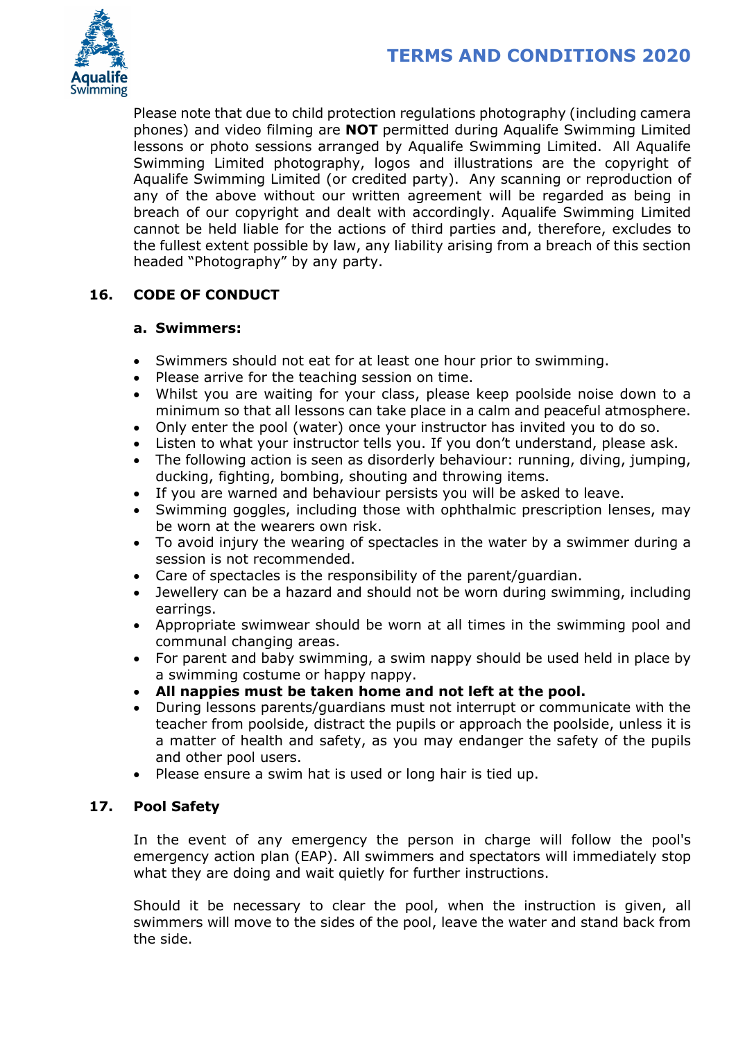Please note that due to child protection regulations photography (including camera phones) and video filming are **NOT** permitted during Aqualife Swimming Limited lessons or photo sessions arranged by Aqualife Swimming Limited. All Aqualife Swimming Limited photography, logos and illustrations are the copyright of Aqualife Swimming Limited (or credited party). Any scanning or reproduction of any of the above without our written agreement will be regarded as being in breach of our copyright and dealt with accordingly. Aqualife Swimming Limited cannot be held liable for the actions of third parties and, therefore, excludes to the fullest extent possible by law, any liability arising from a breach of this section headed "Photography" by any party.

## 16. CODE OF CONDUCT

### a. Swimmers:

- Swimmers should not eat for at least one hour prior to swimming.
- Please arrive for the teaching session on time.
- Whilst you are waiting for your class, please keep poolside noise down to a minimum so that all lessons can take place in a calm and peaceful atmosphere.
- Only enter the pool (water) once your instructor has invited you to do so.
- Listen to what your instructor tells you. If you don't understand, please ask.
- The following action is seen as disorderly behaviour: running, diving, jumping, ducking, fighting, bombing, shouting and throwing items.
- If you are warned and behaviour persists you will be asked to leave.
- Swimming goggles, including those with ophthalmic prescription lenses, may be worn at the wearers own risk.
- To avoid injury the wearing of spectacles in the water by a swimmer during a session is not recommended.
- Care of spectacles is the responsibility of the parent/guardian.
- Jewellery can be a hazard and should not be worn during swimming, including earrings.
- Appropriate swimwear should be worn at all times in the swimming pool and communal changing areas.
- For parent and baby swimming, a swim nappy should be used held in place by a swimming costume or happy nappy.
- **All nappies must be taken home and not left at the pool.**
- During lessons parents/guardians must not interrupt or communicate with the teacher from poolside, distract the pupils or approach the poolside, unless it is a matter of health and safety, as you may endanger the safety of the pupils and other pool users.
- Please ensure a swim hat is used or long hair is tied up.

## 17. Pool Safety

In the event of any emergency the person in charge will follow the pool's emergency action plan (EAP). All swimmers and spectators will immediately stop what they are doing and wait quietly for further instructions.

Should it be necessary to clear the pool, when the instruction is given, all swimmers will move to the sides of the pool, leave the water and stand back from the side.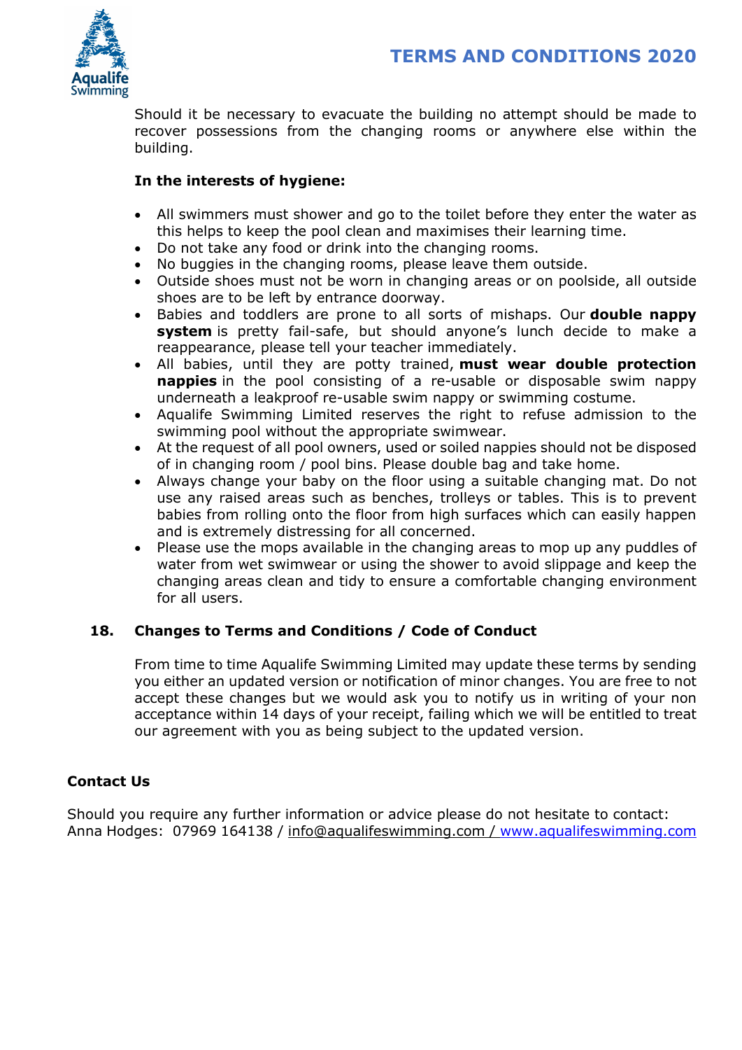Should it be necessary to evacuate the building no attempt should be made to recover possessions from the changing rooms or anywhere else within the building.

**In the interests of hygiene:**

- All swimmers must shower and go to the toilet before they enter the water as this helps to keep the pool clean and maximises their learning time.
- Do not take any food or drink into the changing rooms.
- No buggies in the changing rooms, please leave them outside.
- Outside shoes must not be worn in changing areas or on poolside, all outside shoes are to be left by entrance doorway.
- Babies and toddlers are prone to all sorts of mishaps. Our **double nappy system** is pretty fail-safe, but should anyone's lunch decide to make a reappearance, please tell your teacher immediately.
- All babies, until they are potty trained, **must wear double protection nappies** in the pool consisting of a re-usable or disposable swim nappy underneath a leakproof re-usable swim nappy or swimming costume.
- Aqualife Swimming Limited reserves the right to refuse admission to the swimming pool without the appropriate swimwear.
- At the request of all pool owners, used or soiled nappies should not be disposed of in changing room / pool bins. Please double bag and take home.
- Always change your baby on the floor using a suitable changing mat. Do not use any raised areas such as benches, trolleys or tables. This is to prevent babies from rolling onto the floor from high surfaces which can easily happen and is extremely distressing for all concerned.
- Please use the mops available in the changing areas to mop up any puddles of water from wet swimwear or using the shower to avoid slippage and keep the changing areas clean and tidy to ensure a comfortable changing environment for all users.

## 18. Changes to Terms and Conditions / Code of Conduct

From time to time Aqualife Swimming Limited may update these terms by sending you either an updated version or notification of minor changes. You are free to not accept these changes but we would ask you to notify us in writing of your non acceptance within 14 days of your receipt, failing which we will be entitled to treat our agreement with you as being subject to the updated version.

## Contact Us

Should you require any further information or advice please do not hesitate to contact:
Anna Hodges: 07969 164138 / info@aqualifeswimming.com / www.aqualifeswimming.com